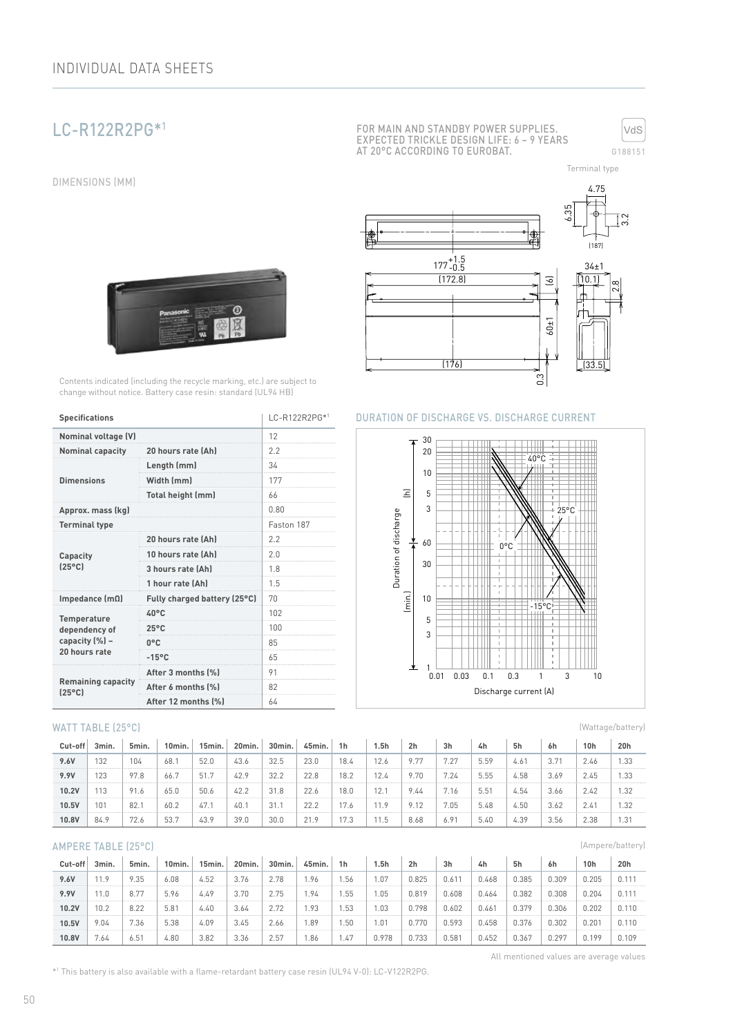# LC-R122R2PG*[1]

FOR MAIN AND STANDBY POWER SUPPLIES.
EXPECTED TRICKLE DESIGN LIFE: 6 – 9 YEARS AT 20°C ACCORDING TO EUROBAT.

VdS
G188151

## DIMENSIONS (MM)

Terminal type

Contents indicated (including the recycle marking, etc.) are subject to change without notice. Battery case resin: standard (UL94 HB)

| Specifications | | LC-R122R2PG*[1] |
|---|---|---|
| **Nominal voltage (V)** | | 12 |
| **Nominal capacity** | **20 hours rate (Ah)** | 2.2 |
| **Dimensions** | **Length (mm)** | 34 |
| | **Width (mm)** | 177 |
| | **Total height (mm)** | 66 |
| **Approx. mass (kg)** | | 0.80 |
| **Terminal type** | | Faston 187 |
| **Capacity (25°C)** | **20 hours rate (Ah)** | 2.2 |
| | **10 hours rate (Ah)** | 2.0 |
| | **3 hours rate (Ah)** | 1.8 |
| | **1 hour rate (Ah)** | 1.5 |
| **Impedance (mΩ)** | **Fully charged battery (25°C)** | 70 |
| **Temperature dependency of capacity (%) – 20 hours rate** | **40°C** | 102 |
| | **25°C** | 100 |
| | **0°C** | 85 |
| | **-15°C** | 65 |
| **Remaining capacity (25°C)** | **After 3 months (%)** | 91 |
| | **After 6 months (%)** | 82 |
| | **After 12 months (%)** | 64 |

## DURATION OF DISCHARGE VS. DISCHARGE CURRENT

## WATT TABLE (25°C)

(Wattage/battery)

| Cut-off | 3min. | 5min. | 10min. | 15min. | 20min. | 30min. | 45min. | 1h | 1.5h | 2h | 3h | 4h | 5h | 6h | 10h | 20h |
|---|---|---|---|---|---|---|---|---|---|---|---|---|---|---|---|---|
| **9.6V** | 132 | 104 | 68.1 | 52.0 | 43.6 | 32.5 | 23.0 | 18.4 | 12.6 | 9.77 | 7.27 | 5.59 | 4.61 | 3.71 | 2.46 | 1.33 |
| **9.9V** | 123 | 97.8 | 66.7 | 51.7 | 42.9 | 32.2 | 22.8 | 18.2 | 12.4 | 9.70 | 7.24 | 5.55 | 4.58 | 3.69 | 2.45 | 1.33 |
| **10.2V** | 113 | 91.6 | 65.0 | 50.6 | 42.2 | 31.8 | 22.6 | 18.0 | 12.1 | 9.44 | 7.16 | 5.51 | 4.54 | 3.66 | 2.42 | 1.32 |
| **10.5V** | 101 | 82.1 | 60.2 | 47.1 | 40.1 | 31.1 | 22.2 | 17.6 | 11.9 | 9.12 | 7.05 | 5.48 | 4.50 | 3.62 | 2.41 | 1.32 |
| **10.8V** | 84.9 | 72.6 | 53.7 | 43.9 | 39.0 | 30.0 | 21.9 | 17.3 | 11.5 | 8.68 | 6.91 | 5.40 | 4.39 | 3.56 | 2.38 | 1.31 |

## AMPERE TABLE (25°C)

(Ampere/battery)

| Cut-off | 3min. | 5min. | 10min. | 15min. | 20min. | 30min. | 45min. | 1h | 1.5h | 2h | 3h | 4h | 5h | 6h | 10h | 20h |
|---|---|---|---|---|---|---|---|---|---|---|---|---|---|---|---|---|
| **9.6V** | 11.9 | 9.35 | 6.08 | 4.52 | 3.76 | 2.78 | 1.96 | 1.56 | 1.07 | 0.825 | 0.611 | 0.468 | 0.385 | 0.309 | 0.205 | 0.111 |
| **9.9V** | 11.0 | 8.77 | 5.96 | 4.49 | 3.70 | 2.75 | 1.94 | 1.55 | 1.05 | 0.819 | 0.608 | 0.464 | 0.382 | 0.308 | 0.204 | 0.111 |
| **10.2V** | 10.2 | 8.22 | 5.81 | 4.40 | 3.64 | 2.72 | 1.93 | 1.53 | 1.03 | 0.798 | 0.602 | 0.461 | 0.379 | 0.306 | 0.202 | 0.110 |
| **10.5V** | 9.04 | 7.36 | 5.38 | 4.09 | 3.45 | 2.66 | 1.89 | 1.50 | 1.01 | 0.770 | 0.593 | 0.458 | 0.376 | 0.302 | 0.201 | 0.110 |
| **10.8V** | 7.64 | 6.51 | 4.80 | 3.82 | 3.36 | 2.57 | 1.86 | 1.47 | 0.978 | 0.733 | 0.581 | 0.452 | 0.367 | 0.297 | 0.199 | 0.109 |

All mentioned values are average values

*[1] This battery is also available with a flame-retardant battery case resin (UL94 V-0): LC-V122R2PG.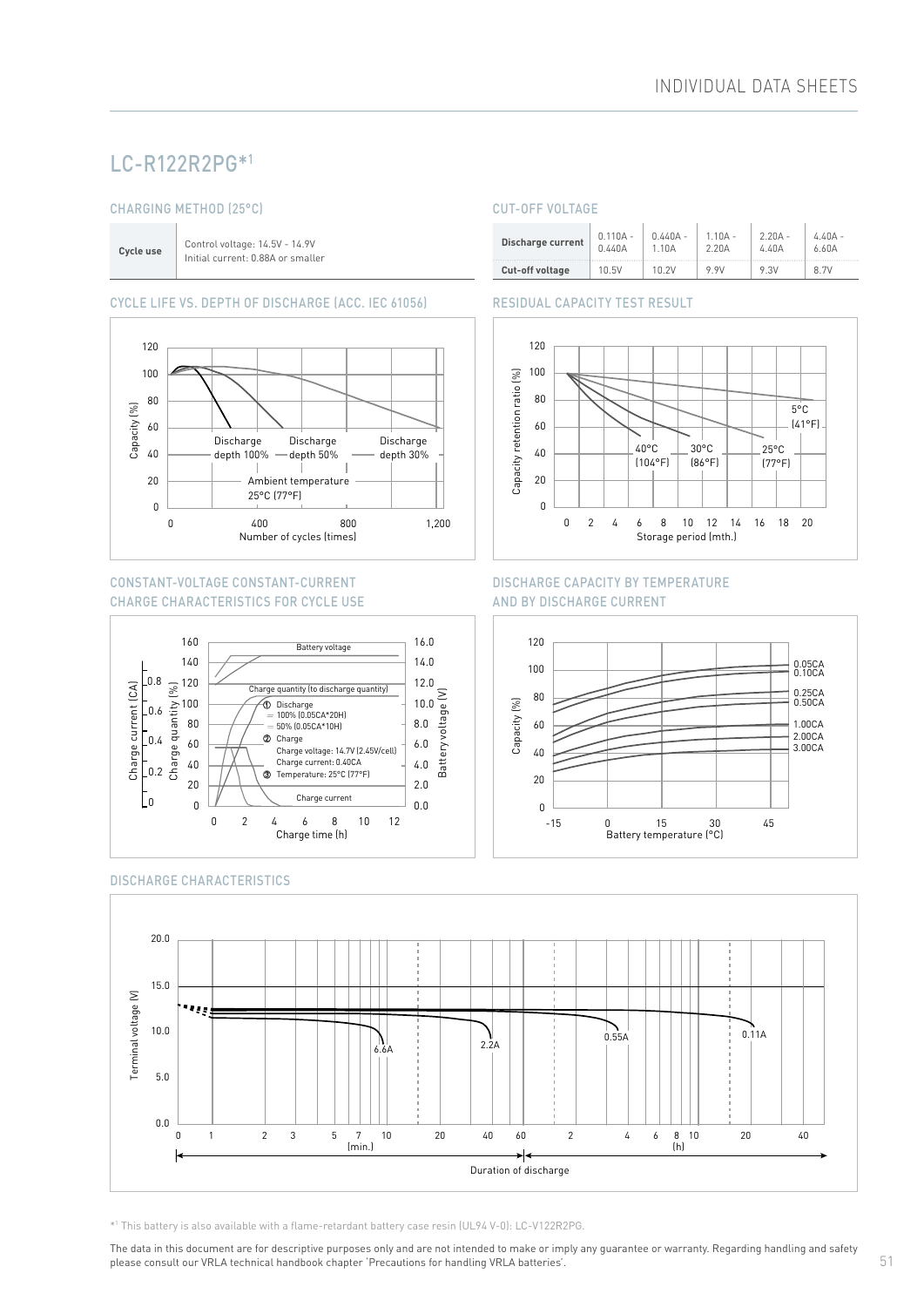# LC-R122R2PG*[1]

## CHARGING METHOD (25°C)

| | |
|---|---|
| **Cycle use** | Control voltage: 14.5V - 14.9V<br>Initial current: 0.88A or smaller |

## CUT-OFF VOLTAGE

| **Discharge current** | 0.110A - 0.440A | 0.440A - 1.10A | 1.10A - 2.20A | 2.20A - 4.40A | 4.40A - 6.60A |
|---|---|---|---|---|---|
| **Cut-off voltage** | 10.5V | 10.2V | 9.9V | 9.3V | 8.7V |

## CYCLE LIFE VS. DEPTH OF DISCHARGE (ACC. IEC 61056)

Capacity (%)

120
100
80
60
40
20
0

Discharge depth 100%
Discharge depth 50%
Discharge depth 30%

Ambient temperature 25°C (77°F)

0 400 800 1,200

Number of cycles (times)

## RESIDUAL CAPACITY TEST RESULT

Capacity retention ratio (%)

120
100
80
60
40
20
0

5°C (41°F)
40°C (104°F)
30°C (86°F)
25°C (77°F)

0 2 4 6 8 10 12 14 16 18 20

Storage period (mth.)

## CONSTANT-VOLTAGE CONSTANT-CURRENT CHARGE CHARACTERISTICS FOR CYCLE USE

Charge current (CA)
0.8
0.6
0.4
0.2
0

Charge quantity (%)
160
140
120
100
80
60
40
20
0

Battery voltage (V)
16.0
14.0
12.0
10.0
8.0
6.0
4.0
2.0
0.0

Battery voltage

Charge quantity (to discharge quantity)

① Discharge
— 100% (0.05CA*20H)
— 50% (0.05CA*10H)
② Charge
Charge voltage: 14.7V (2.45V/cell)
Charge current: 0.40CA
③ Temperature: 25°C (77°F)

Charge current

0 2 4 6 8 10 12

Charge time (h)

## DISCHARGE CAPACITY BY TEMPERATURE AND BY DISCHARGE CURRENT

Capacity (%)

120
100
80
60
40
20
0

0.05CA
0.10CA
0.25CA
0.50CA
1.00CA
2.00CA
3.00CA

-15 0 15 30 45

Battery temperature (°C)

## DISCHARGE CHARACTERISTICS

Terminal voltage (V)

20.0
15.0
10.0
5.0
0.0

6.6A
2.2A
0.55A
0.11A

0 1 2 3 5 7 10 20 40 60 2 4 6 8 10 20 40

(min.) (h)

Duration of discharge

*[1] This battery is also available with a flame-retardant battery case resin (UL94 V-0): LC-V122R2PG.

The data in this document are for descriptive purposes only and are not intended to make or imply any guarantee or warranty. Regarding handling and safety please consult our VRLA technical handbook chapter 'Precautions for handling VRLA batteries'.